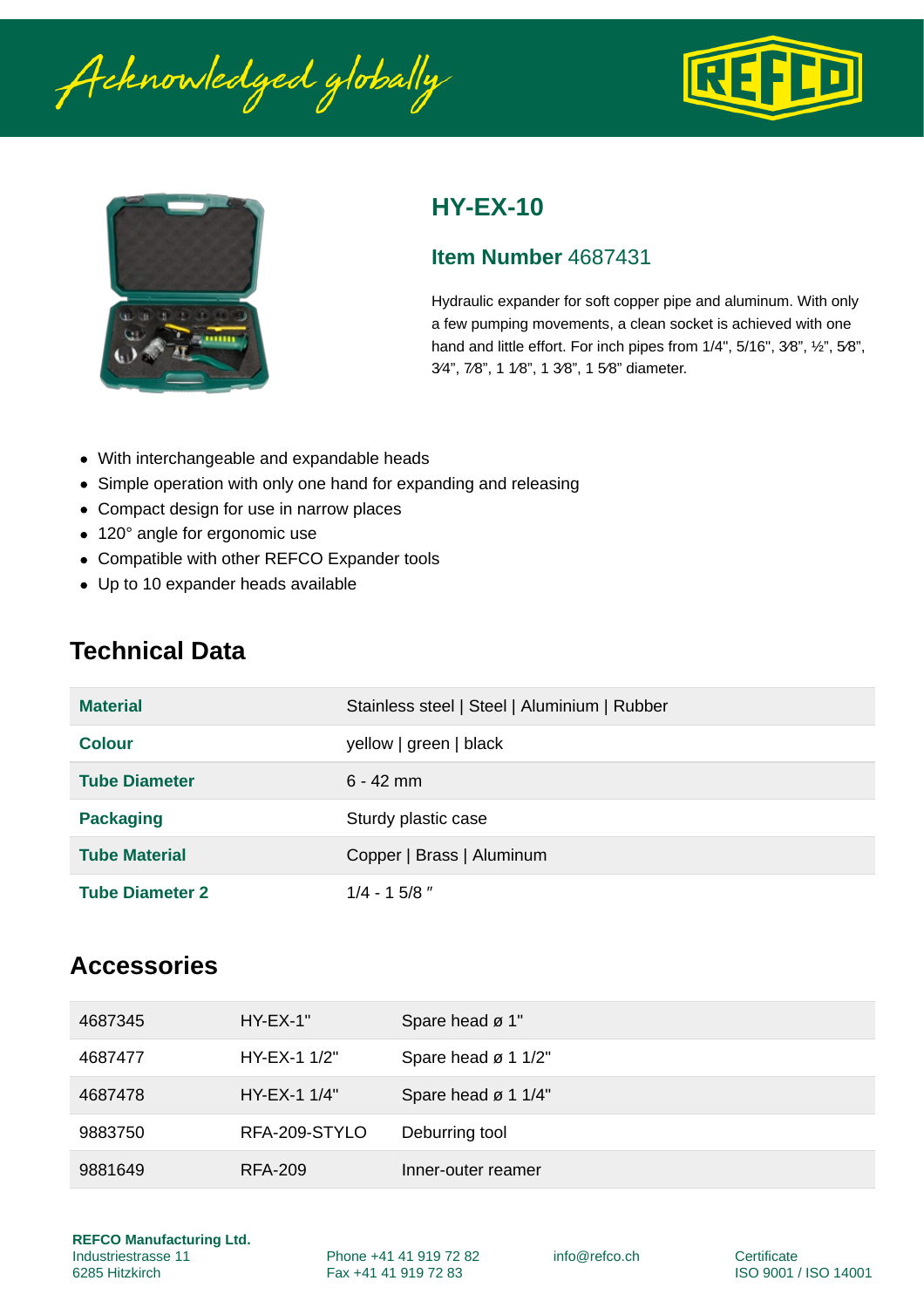Acknowledged globally

# HY-EX-10

## Item Number 4687431

Hydraulic expander for soft copper pipe and aluminum. With only a few pumping movements, a clean socket is achieved with one hand and little effort. For inch pipes from 1/4", 5/16", 3⁄8", ½", 5⁄8", 3⁄4", 7⁄8", 1 1⁄8", 1 3⁄8", 1 5⁄8" diameter.

- With interchangeable and expandable heads
- Simple operation with only one hand for expanding and releasing
- Compact design for use in narrow places
- 120° angle for ergonomic use
- Compatible with other REFCO Expander tools
- Up to 10 expander heads available

## Technical Data

| | |
|---|---|
| **Material** | Stainless steel \| Steel \| Aluminium \| Rubber |
| **Colour** | yellow \| green \| black |
| **Tube Diameter** | 6 - 42 mm |
| **Packaging** | Sturdy plastic case |
| **Tube Material** | Copper \| Brass \| Aluminum |
| **Tube Diameter 2** | 1/4 - 1 5/8 ″ |

## Accessories

| | | |
|---|---|---|
| 4687345 | HY-EX-1" | Spare head ø 1" |
| 4687477 | HY-EX-1 1/2" | Spare head ø 1 1/2" |
| 4687478 | HY-EX-1 1/4" | Spare head ø 1 1/4" |
| 9883750 | RFA-209-STYLO | Deburring tool |
| 9881649 | RFA-209 | Inner-outer reamer |

**REFCO Manufacturing Ltd.**
Industriestrasse 11
6285 Hitzkirch

Phone +41 41 919 72 82
Fax +41 41 919 72 83

info@refco.ch

Certificate
ISO 9001 / ISO 14001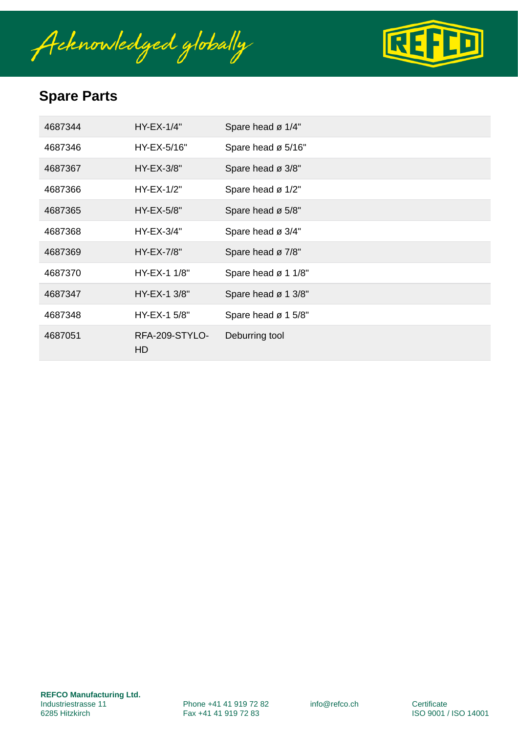## Spare Parts

| | | |
|---|---|---|
| 4687344 | HY-EX-1/4" | Spare head ø 1/4" |
| 4687346 | HY-EX-5/16" | Spare head ø 5/16" |
| 4687367 | HY-EX-3/8" | Spare head ø 3/8" |
| 4687366 | HY-EX-1/2" | Spare head ø 1/2" |
| 4687365 | HY-EX-5/8" | Spare head ø 5/8" |
| 4687368 | HY-EX-3/4" | Spare head ø 3/4" |
| 4687369 | HY-EX-7/8" | Spare head ø 7/8" |
| 4687370 | HY-EX-1 1/8" | Spare head ø 1 1/8" |
| 4687347 | HY-EX-1 3/8" | Spare head ø 1 3/8" |
| 4687348 | HY-EX-1 5/8" | Spare head ø 1 5/8" |
| 4687051 | RFA-209-STYLO-HD | Deburring tool |